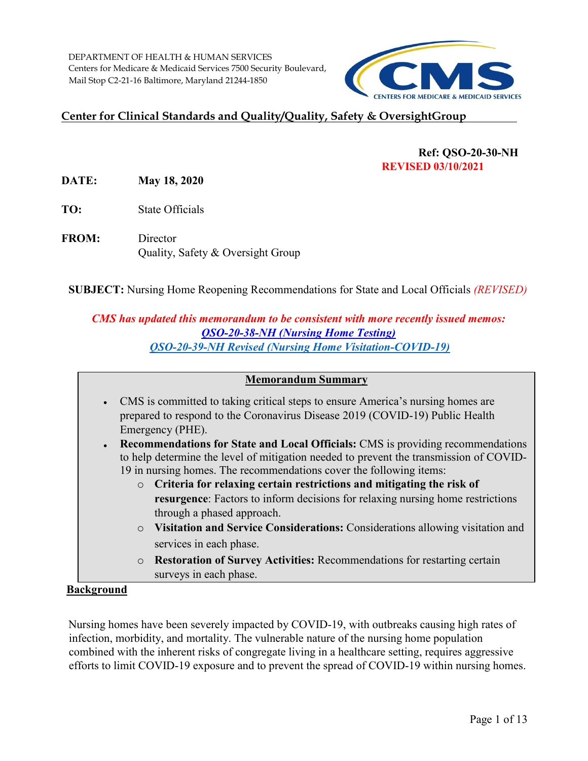DEPARTMENT OF HEALTH & HUMAN SERVICES
Centers for Medicare & Medicaid Services 7500 Security Boulevard,
Mail Stop C2-21-16 Baltimore, Maryland 21244-1850

CMS CENTERS FOR MEDICARE & MEDICAID SERVICES

**Center for Clinical Standards and Quality/Quality, Safety & OversightGroup**

**Ref: QSO-20-30-NH**
**REVISED 03/10/2021**

**DATE:** **May 18, 2020**

**TO:** State Officials

**FROM:** Director
Quality, Safety & Oversight Group

**SUBJECT:** Nursing Home Reopening Recommendations for State and Local Officials *(REVISED)*

***CMS has updated this memorandum to be consistent with more recently issued memos:***
***QSO-20-38-NH (Nursing Home Testing)***
*QSO-20-39-NH Revised (Nursing Home Visitation-COVID-19)*

**Memorandum Summary**

- CMS is committed to taking critical steps to ensure America's nursing homes are prepared to respond to the Coronavirus Disease 2019 (COVID-19) Public Health Emergency (PHE).
- **Recommendations for State and Local Officials:** CMS is providing recommendations to help determine the level of mitigation needed to prevent the transmission of COVID-19 in nursing homes. The recommendations cover the following items:
  - **Criteria for relaxing certain restrictions and mitigating the risk of resurgence**: Factors to inform decisions for relaxing nursing home restrictions through a phased approach.
  - **Visitation and Service Considerations:** Considerations allowing visitation and services in each phase.
  - **Restoration of Survey Activities:** Recommendations for restarting certain surveys in each phase.

**Background**

Nursing homes have been severely impacted by COVID-19, with outbreaks causing high rates of infection, morbidity, and mortality. The vulnerable nature of the nursing home population combined with the inherent risks of congregate living in a healthcare setting, requires aggressive efforts to limit COVID-19 exposure and to prevent the spread of COVID-19 within nursing homes.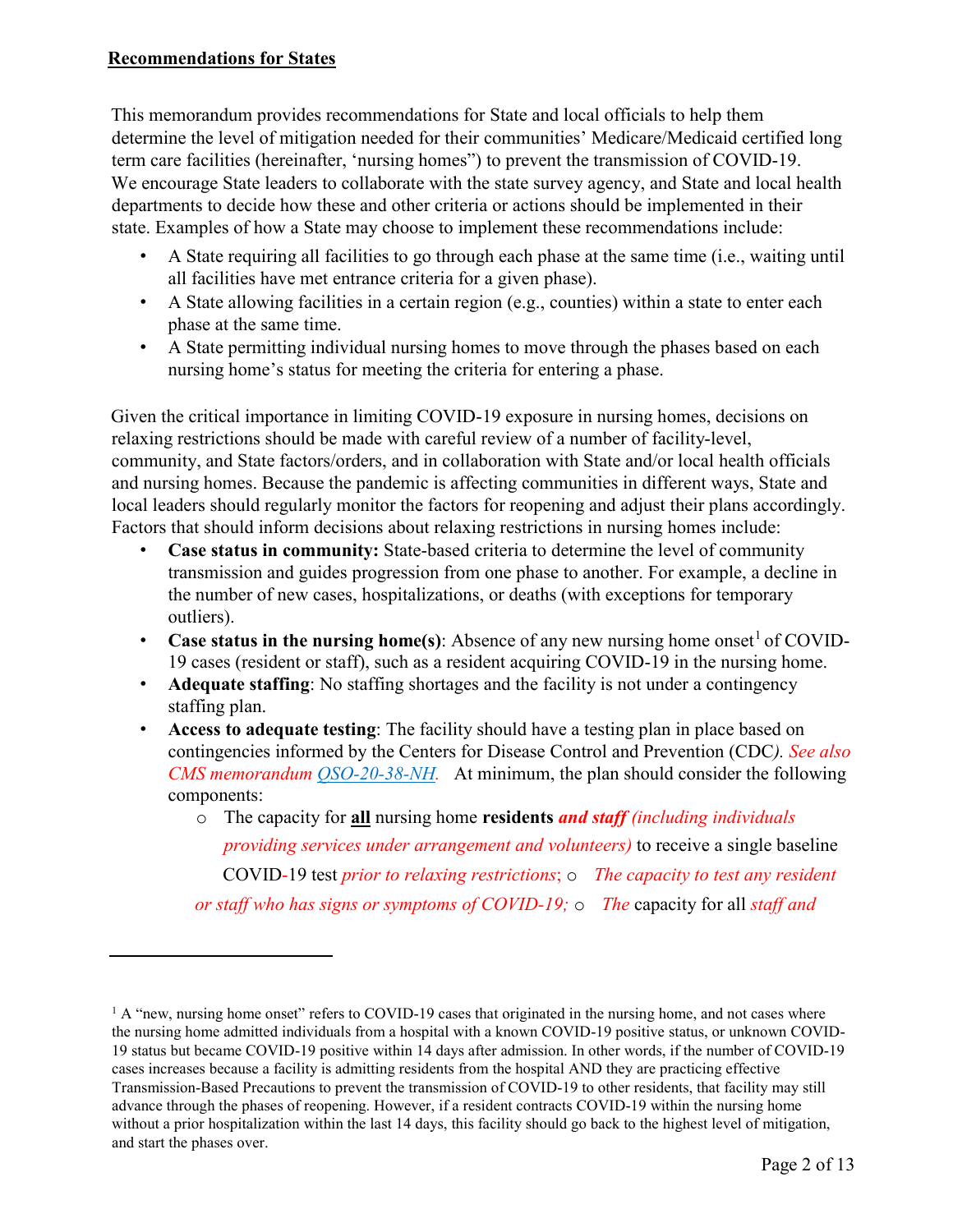**Recommendations for States**

This memorandum provides recommendations for State and local officials to help them determine the level of mitigation needed for their communities' Medicare/Medicaid certified long term care facilities (hereinafter, 'nursing homes") to prevent the transmission of COVID-19. We encourage State leaders to collaborate with the state survey agency, and State and local health departments to decide how these and other criteria or actions should be implemented in their state. Examples of how a State may choose to implement these recommendations include:

- A State requiring all facilities to go through each phase at the same time (i.e., waiting until all facilities have met entrance criteria for a given phase).
- A State allowing facilities in a certain region (e.g., counties) within a state to enter each phase at the same time.
- A State permitting individual nursing homes to move through the phases based on each nursing home's status for meeting the criteria for entering a phase.

Given the critical importance in limiting COVID-19 exposure in nursing homes, decisions on relaxing restrictions should be made with careful review of a number of facility-level, community, and State factors/orders, and in collaboration with State and/or local health officials and nursing homes. Because the pandemic is affecting communities in different ways, State and local leaders should regularly monitor the factors for reopening and adjust their plans accordingly. Factors that should inform decisions about relaxing restrictions in nursing homes include:

- **Case status in community:** State-based criteria to determine the level of community transmission and guides progression from one phase to another. For example, a decline in the number of new cases, hospitalizations, or deaths (with exceptions for temporary outliers).
- **Case status in the nursing home(s)**: Absence of any new nursing home onset[1] of COVID-19 cases (resident or staff), such as a resident acquiring COVID-19 in the nursing home.
- **Adequate staffing**: No staffing shortages and the facility is not under a contingency staffing plan.
- **Access to adequate testing**: The facility should have a testing plan in place based on contingencies informed by the Centers for Disease Control and Prevention (CDC*). See also CMS memorandum QSO-20-38-NH.* At minimum, the plan should consider the following components:
  - The capacity for **all** nursing home **residents** ***and staff*** *(including individuals providing services under arrangement and volunteers)* to receive a single baseline COVID-19 test *prior to relaxing restrictions*;
  - *The capacity to test any resident or staff who has signs or symptoms of COVID-19;*
  - *The* capacity for all *staff and*

[1] A "new, nursing home onset" refers to COVID-19 cases that originated in the nursing home, and not cases where the nursing home admitted individuals from a hospital with a known COVID-19 positive status, or unknown COVID-19 status but became COVID-19 positive within 14 days after admission. In other words, if the number of COVID-19 cases increases because a facility is admitting residents from the hospital AND they are practicing effective Transmission-Based Precautions to prevent the transmission of COVID-19 to other residents, that facility may still advance through the phases of reopening. However, if a resident contracts COVID-19 within the nursing home without a prior hospitalization within the last 14 days, this facility should go back to the highest level of mitigation, and start the phases over.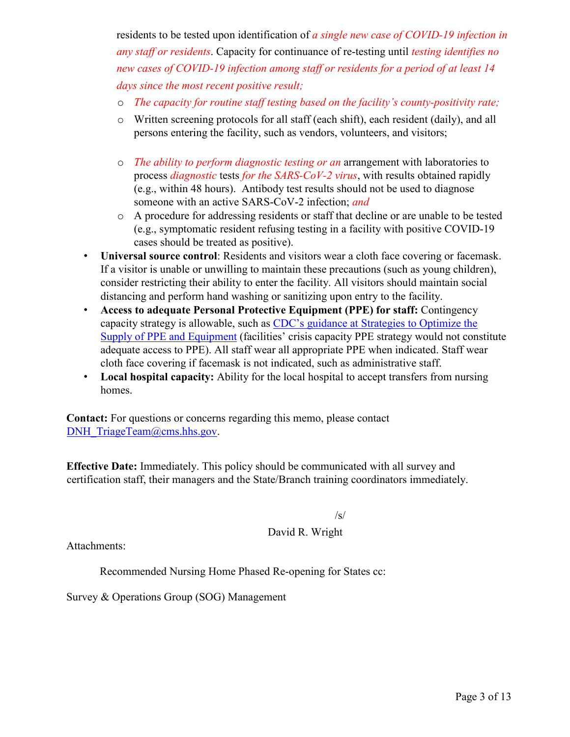residents to be tested upon identification of *a single new case of COVID-19 infection in any staff or residents*. Capacity for continuance of re-testing until *testing identifies no new cases of COVID-19 infection among staff or residents for a period of at least 14 days since the most recent positive result;*

- *The capacity for routine staff testing based on the facility's county-positivity rate;*
- Written screening protocols for all staff (each shift), each resident (daily), and all persons entering the facility, such as vendors, volunteers, and visitors;
- *The ability to perform diagnostic testing or an* arrangement with laboratories to process *diagnostic* tests *for the SARS-CoV-2 virus*, with results obtained rapidly (e.g., within 48 hours). Antibody test results should not be used to diagnose someone with an active SARS-CoV-2 infection; *and*
- A procedure for addressing residents or staff that decline or are unable to be tested (e.g., symptomatic resident refusing testing in a facility with positive COVID-19 cases should be treated as positive).

- **Universal source control**: Residents and visitors wear a cloth face covering or facemask. If a visitor is unable or unwilling to maintain these precautions (such as young children), consider restricting their ability to enter the facility. All visitors should maintain social distancing and perform hand washing or sanitizing upon entry to the facility.
- **Access to adequate Personal Protective Equipment (PPE) for staff:** Contingency capacity strategy is allowable, such as CDC's guidance at Strategies to Optimize the Supply of PPE and Equipment (facilities' crisis capacity PPE strategy would not constitute adequate access to PPE). All staff wear all appropriate PPE when indicated. Staff wear cloth face covering if facemask is not indicated, such as administrative staff.
- **Local hospital capacity:** Ability for the local hospital to accept transfers from nursing homes.

**Contact:** For questions or concerns regarding this memo, please contact DNH_TriageTeam@cms.hhs.gov.

**Effective Date:** Immediately. This policy should be communicated with all survey and certification staff, their managers and the State/Branch training coordinators immediately.

/s/

David R. Wright

Attachments:

Recommended Nursing Home Phased Re-opening for States cc:

Survey & Operations Group (SOG) Management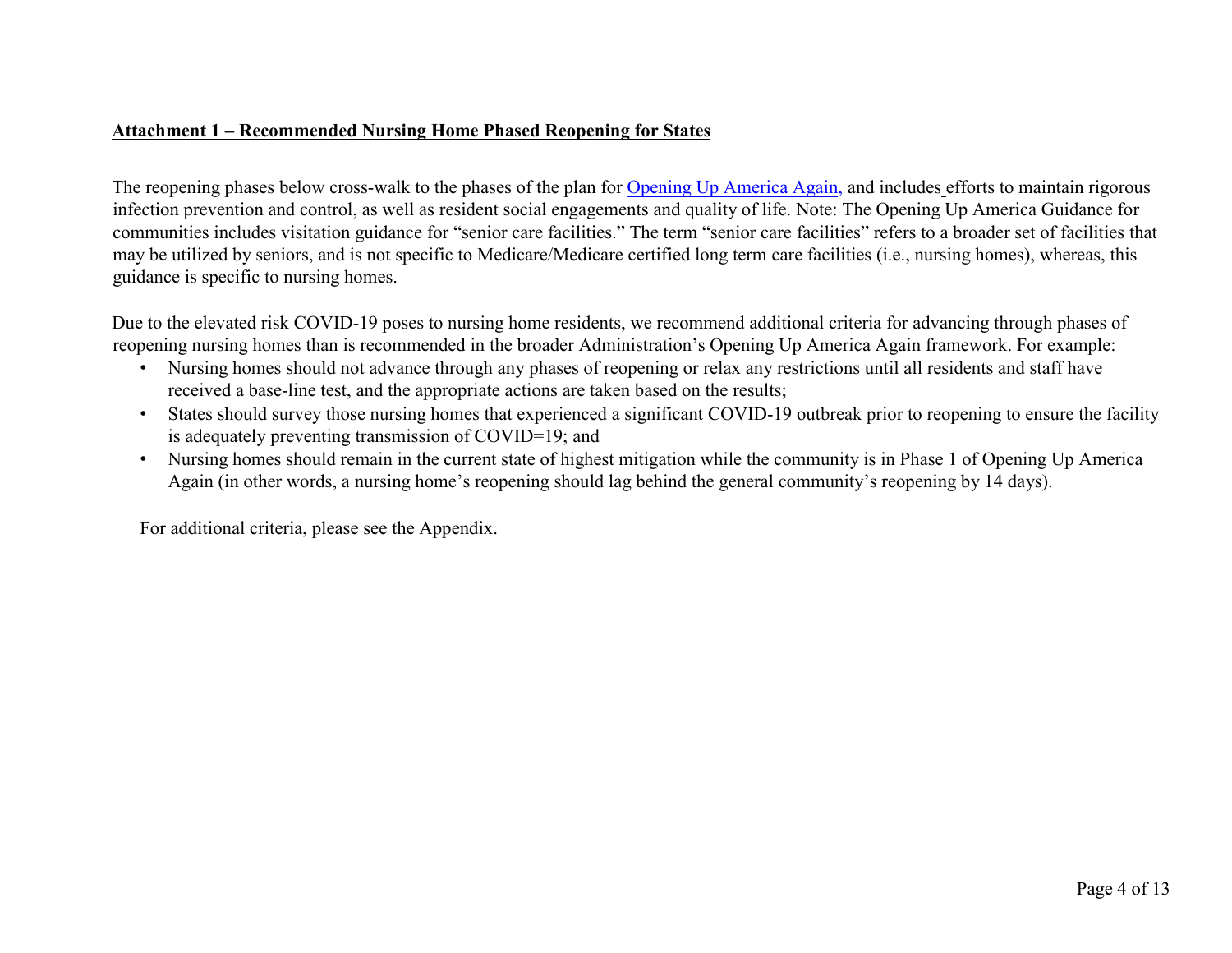**Attachment 1 – Recommended Nursing Home Phased Reopening for States**

The reopening phases below cross-walk to the phases of the plan for [Opening Up America Again](), and includes efforts to maintain rigorous infection prevention and control, as well as resident social engagements and quality of life. Note: The Opening Up America Guidance for communities includes visitation guidance for "senior care facilities." The term "senior care facilities" refers to a broader set of facilities that may be utilized by seniors, and is not specific to Medicare/Medicare certified long term care facilities (i.e., nursing homes), whereas, this guidance is specific to nursing homes.

Due to the elevated risk COVID-19 poses to nursing home residents, we recommend additional criteria for advancing through phases of reopening nursing homes than is recommended in the broader Administration's Opening Up America Again framework. For example:

- Nursing homes should not advance through any phases of reopening or relax any restrictions until all residents and staff have received a base-line test, and the appropriate actions are taken based on the results;
- States should survey those nursing homes that experienced a significant COVID-19 outbreak prior to reopening to ensure the facility is adequately preventing transmission of COVID=19; and
- Nursing homes should remain in the current state of highest mitigation while the community is in Phase 1 of Opening Up America Again (in other words, a nursing home's reopening should lag behind the general community's reopening by 14 days).

For additional criteria, please see the Appendix.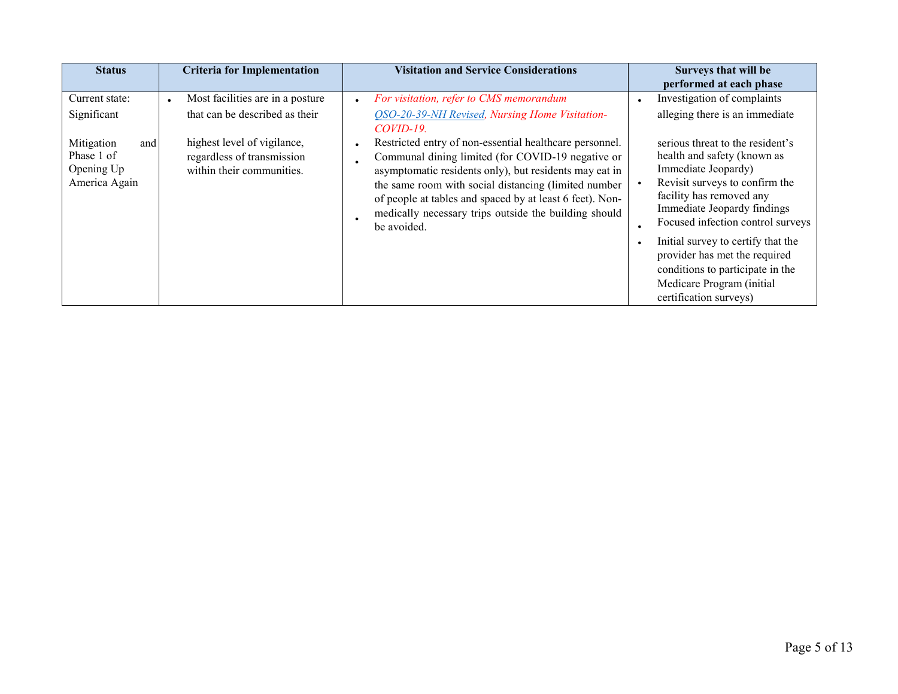| Status | Criteria for Implementation | Visitation and Service Considerations | Surveys that will be performed at each phase |
| --- | --- | --- | --- |
| Current state: Significant Mitigation and Phase 1 of Opening Up America Again | • Most facilities are in a posture that can be described as their highest level of vigilance, regardless of transmission within their communities. | • *For visitation, refer to CMS memorandum [QSO-20-39-NH Revised](), Nursing Home Visitation-COVID-19.*<br>• Restricted entry of non-essential healthcare personnel.<br>• Communal dining limited (for COVID-19 negative or asymptomatic residents only), but residents may eat in the same room with social distancing (limited number of people at tables and spaced by at least 6 feet).<br>• Non-medically necessary trips outside the building should be avoided. | • Investigation of complaints alleging there is an immediate serious threat to the resident's health and safety (known as Immediate Jeopardy)<br>• Revisit surveys to confirm the facility has removed any Immediate Jeopardy findings<br>• Focused infection control surveys<br>• Initial survey to certify that the provider has met the required conditions to participate in the Medicare Program (initial certification surveys) |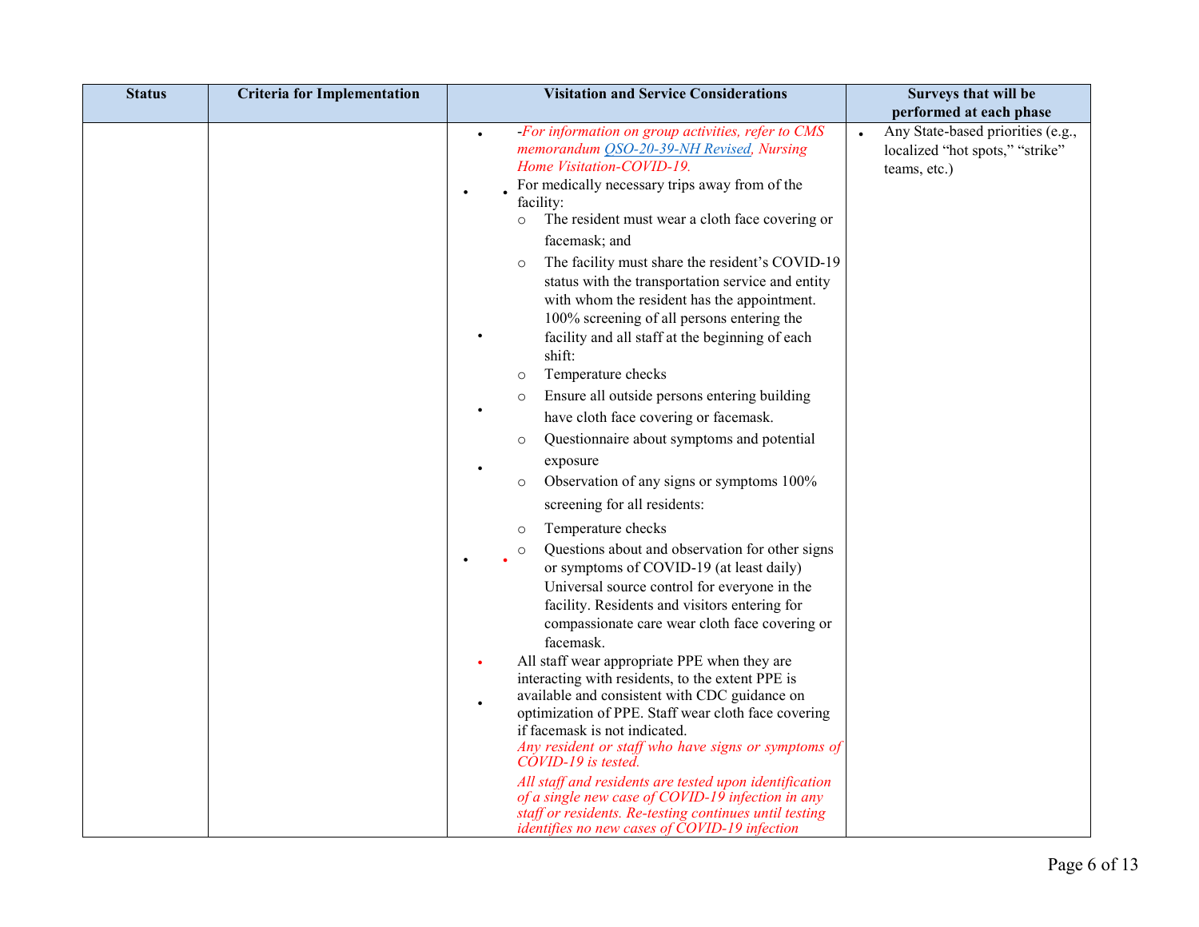| Status | Criteria for Implementation | Visitation and Service Considerations | Surveys that will be performed at each phase |
|---|---|---|---|
| | | • *-For information on group activities, refer to CMS memorandum [QSO-20-39-NH Revised](), Nursing Home Visitation-COVID-19.*<br>• For medically necessary trips away from of the facility:<br>○ The resident must wear a cloth face covering or facemask; and<br>○ The facility must share the resident's COVID-19 status with the transportation service and entity with whom the resident has the appointment.<br>• 100% screening of all persons entering the facility and all staff at the beginning of each shift:<br>○ Temperature checks<br>○ Ensure all outside persons entering building have cloth face covering or facemask.<br>○ Questionnaire about symptoms and potential exposure<br>○ Observation of any signs or symptoms<br>• 100% screening for all residents:<br>○ Temperature checks<br>○ Questions about and observation for other signs or symptoms of COVID-19 (at least daily)<br>• Universal source control for everyone in the facility. Residents and visitors entering for compassionate care wear cloth face covering or facemask.<br>• All staff wear appropriate PPE when they are interacting with residents, to the extent PPE is available and consistent with CDC guidance on optimization of PPE. Staff wear cloth face covering if facemask is not indicated.<br>• *Any resident or staff who have signs or symptoms of COVID-19 is tested.*<br>• *All staff and residents are tested upon identification of a single new case of COVID-19 infection in any staff or residents. Re-testing continues until testing identifies no new cases of COVID-19 infection* | • Any State-based priorities (e.g., localized "hot spots," "strike" teams, etc.) |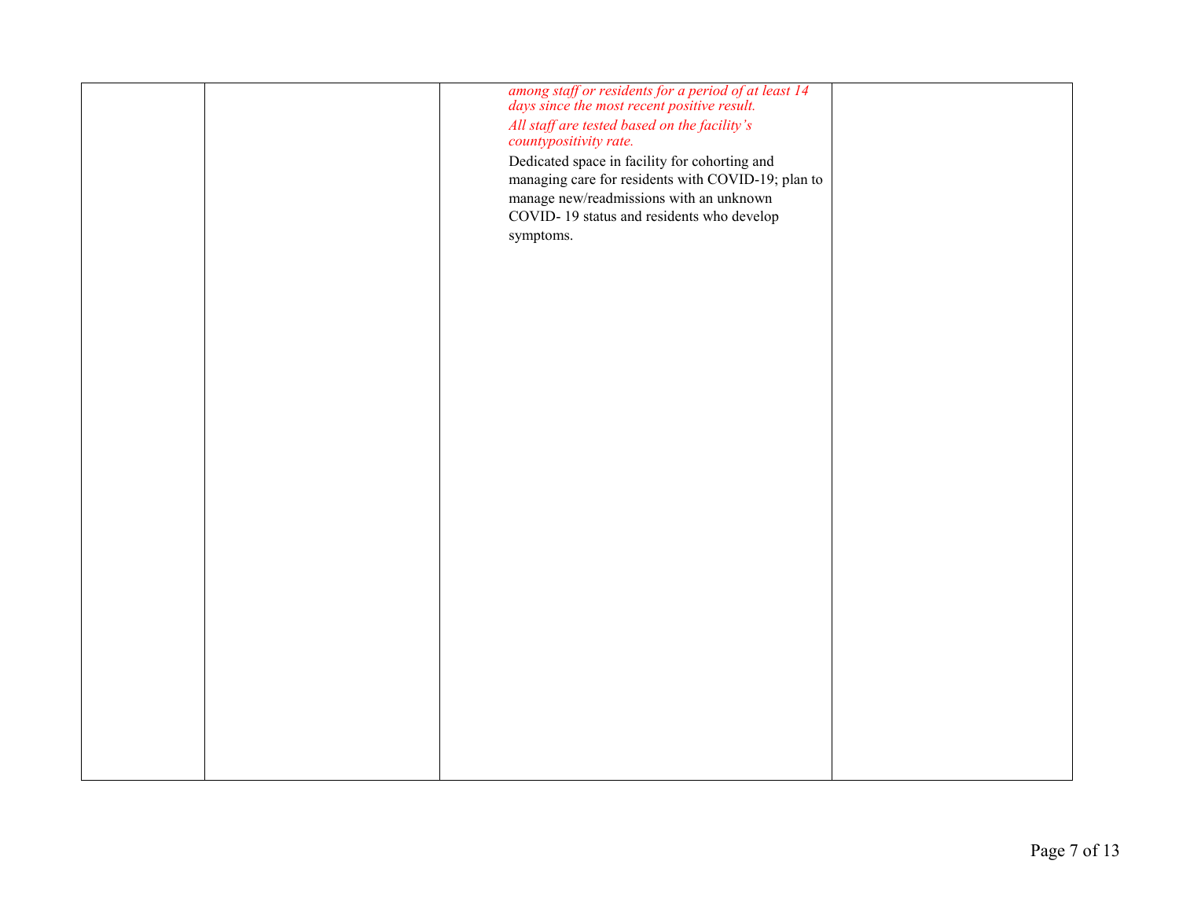| | | | |
|---|---|---|---|
| | | *among staff or residents for a period of at least 14 days since the most recent positive result.* *All staff are tested based on the facility's countypositivity rate.* Dedicated space in facility for cohorting and managing care for residents with COVID-19; plan to manage new/readmissions with an unknown COVID- 19 status and residents who develop symptoms. | |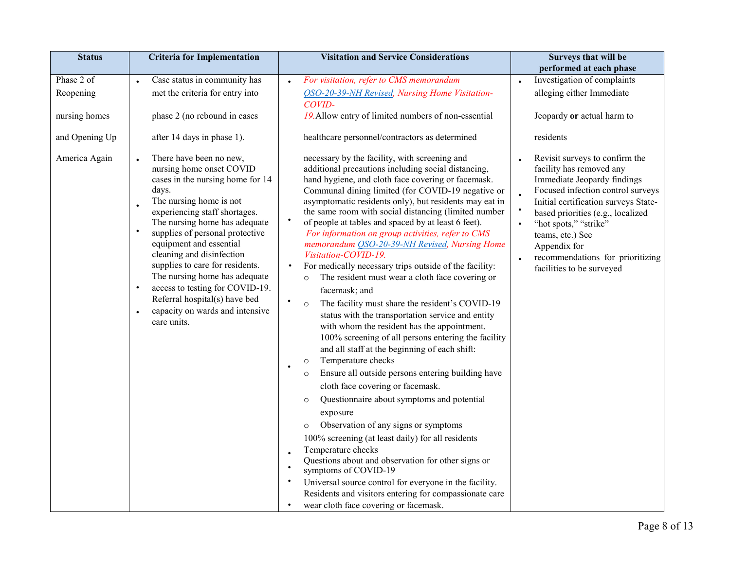| Status | Criteria for Implementation | Visitation and Service Considerations | Surveys that will be performed at each phase |
|---|---|---|---|
| Phase 2 of Reopening nursing homes and Opening Up America Again | • Case status in community has met the criteria for entry into phase 2 (no rebound in cases after 14 days in phase 1).<br>• There have been no new, nursing home onset COVID cases in the nursing home for 14 days.<br>• The nursing home is not experiencing staff shortages.<br>• The nursing home has adequate supplies of personal protective equipment and essential cleaning and disinfection supplies to care for residents.<br>• The nursing home has adequate access to testing for COVID-19.<br>• Referral hospital(s) have bed capacity on wards and intensive care units. | • *For visitation, refer to CMS memorandum* [*QSO-20-39-NH Revised*](), *Nursing Home Visitation-COVID-19.* Allow entry of limited numbers of non-essential healthcare personnel/contractors as determined necessary by the facility, with screening and additional precautions including social distancing, hand hygiene, and cloth face covering or facemask.<br>• Communal dining limited (for COVID-19 negative or asymptomatic residents only), but residents may eat in the same room with social distancing (limited number of people at tables and spaced by at least 6 feet).<br>• *For information on group activities, refer to CMS memorandum* [*QSO-20-39-NH Revised*](), *Nursing Home Visitation-COVID-19.*<br>• For medically necessary trips outside of the facility:<br>○ The resident must wear a cloth face covering or facemask; and<br>○ The facility must share the resident's COVID-19 status with the transportation service and entity with whom the resident has the appointment.<br>• 100% screening of all persons entering the facility and all staff at the beginning of each shift:<br>○ Temperature checks<br>○ Ensure all outside persons entering building have cloth face covering or facemask.<br>○ Questionnaire about symptoms and potential exposure<br>○ Observation of any signs or symptoms<br>• 100% screening (at least daily) for all residents<br>• Temperature checks<br>• Questions about and observation for other signs or symptoms of COVID-19<br>• Universal source control for everyone in the facility.<br>• Residents and visitors entering for compassionate care wear cloth face covering or facemask. | • Investigation of complaints alleging either Immediate Jeopardy **or** actual harm to residents<br>• Revisit surveys to confirm the facility has removed any Immediate Jeopardy findings<br>• Focused infection control surveys<br>• Initial certification surveys<br>• State-based priorities (e.g., localized "hot spots," "strike" teams, etc.)<br>• See Appendix for recommendations for prioritizing facilities to be surveyed |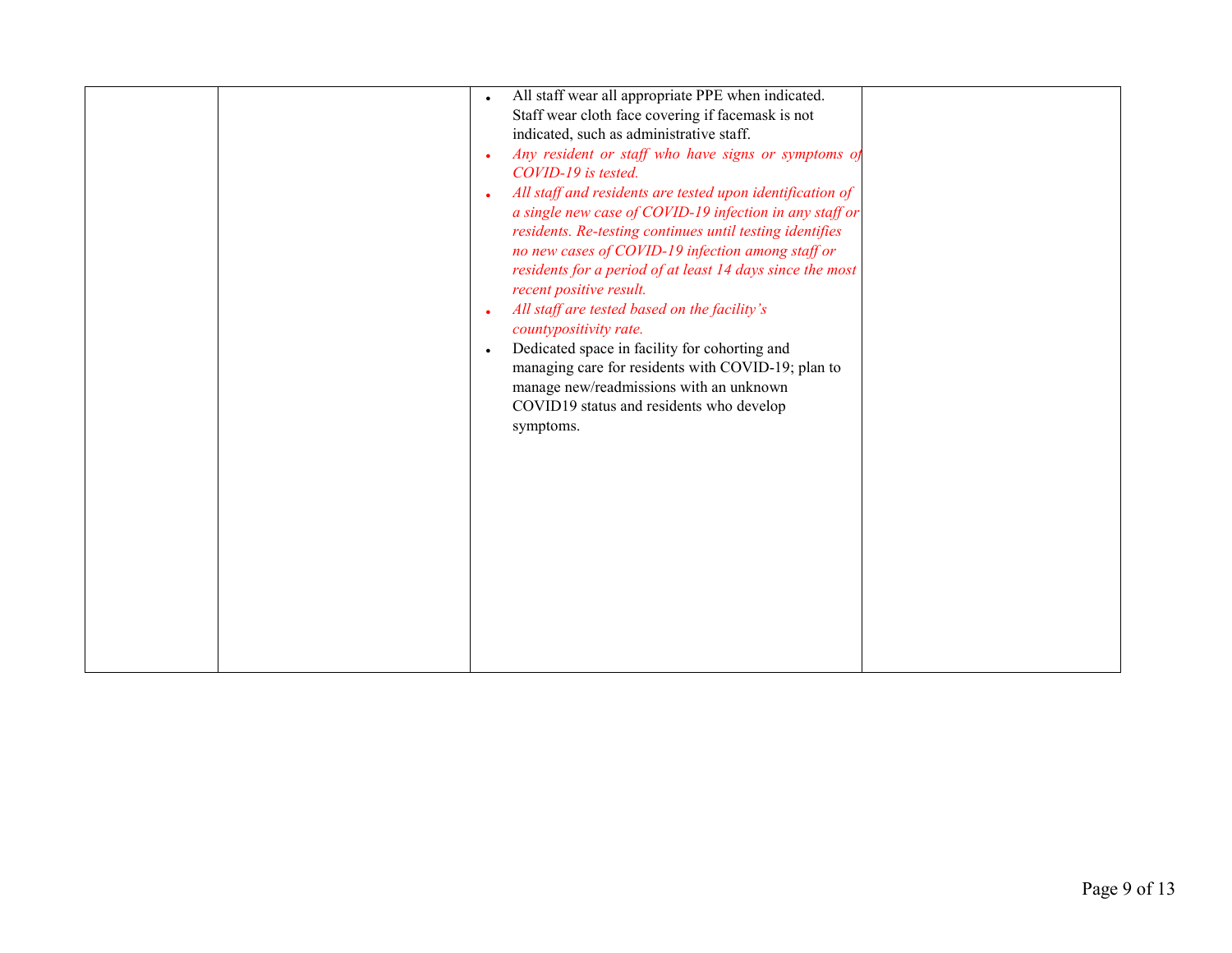| | | | |
|---|---|---|---|
| | | • All staff wear all appropriate PPE when indicated. Staff wear cloth face covering if facemask is not indicated, such as administrative staff.<br>• *Any resident or staff who have signs or symptoms of COVID-19 is tested.*<br>• *All staff and residents are tested upon identification of a single new case of COVID-19 infection in any staff or residents. Re-testing continues until testing identifies no new cases of COVID-19 infection among staff or residents for a period of at least 14 days since the most recent positive result.*<br>• *All staff are tested based on the facility's countypositivity rate.*<br>• Dedicated space in facility for cohorting and managing care for residents with COVID-19; plan to manage new/readmissions with an unknown COVID19 status and residents who develop symptoms. | |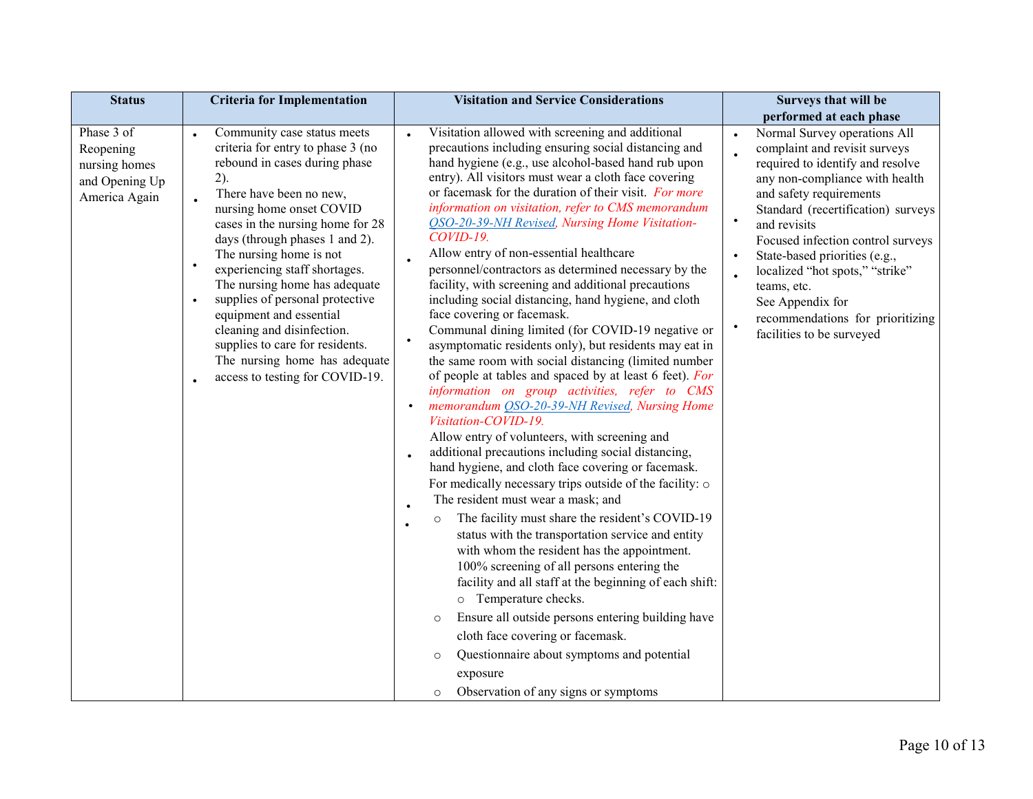| Status | Criteria for Implementation | Visitation and Service Considerations | Surveys that will be performed at each phase |
|---|---|---|---|
| Phase 3 of Reopening nursing homes and Opening Up America Again | • Community case status meets criteria for entry to phase 3 (no rebound in cases during phase 2).<br>• There have been no new, nursing home onset COVID cases in the nursing home for 28 days (through phases 1 and 2).<br>• The nursing home is not experiencing staff shortages.<br>• The nursing home has adequate supplies of personal protective equipment and essential cleaning and disinfection. supplies to care for residents.<br>• The nursing home has adequate access to testing for COVID-19. | • Visitation allowed with screening and additional precautions including ensuring social distancing and hand hygiene (e.g., use alcohol-based hand rub upon entry). All visitors must wear a cloth face covering or facemask for the duration of their visit. *For more information on visitation, refer to CMS memorandum [QSO-20-39-NH Revised](), Nursing Home Visitation-COVID-19.*<br>• Allow entry of non-essential healthcare personnel/contractors as determined necessary by the facility, with screening and additional precautions including social distancing, hand hygiene, and cloth face covering or facemask.<br>• Communal dining limited (for COVID-19 negative or asymptomatic residents only), but residents may eat in the same room with social distancing (limited number of people at tables and spaced by at least 6 feet). *For information on group activities, refer to CMS memorandum [QSO-20-39-NH Revised](), Nursing Home Visitation-COVID-19.*<br>• Allow entry of volunteers, with screening and additional precautions including social distancing, hand hygiene, and cloth face covering or facemask.<br>• For medically necessary trips outside of the facility:<br>○ The resident must wear a mask; and<br>○ The facility must share the resident's COVID-19 status with the transportation service and entity with whom the resident has the appointment.<br>• 100% screening of all persons entering the facility and all staff at the beginning of each shift:<br>○ Temperature checks.<br>○ Ensure all outside persons entering building have cloth face covering or facemask.<br>○ Questionnaire about symptoms and potential exposure<br>○ Observation of any signs or symptoms | • Normal Survey operations<br>• All complaint and revisit surveys required to identify and resolve any non-compliance with health and safety requirements<br>• Standard (recertification) surveys and revisits<br>• Focused infection control surveys<br>• State-based priorities (e.g., localized "hot spots," "strike" teams, etc.<br>• See Appendix for recommendations for prioritizing facilities to be surveyed |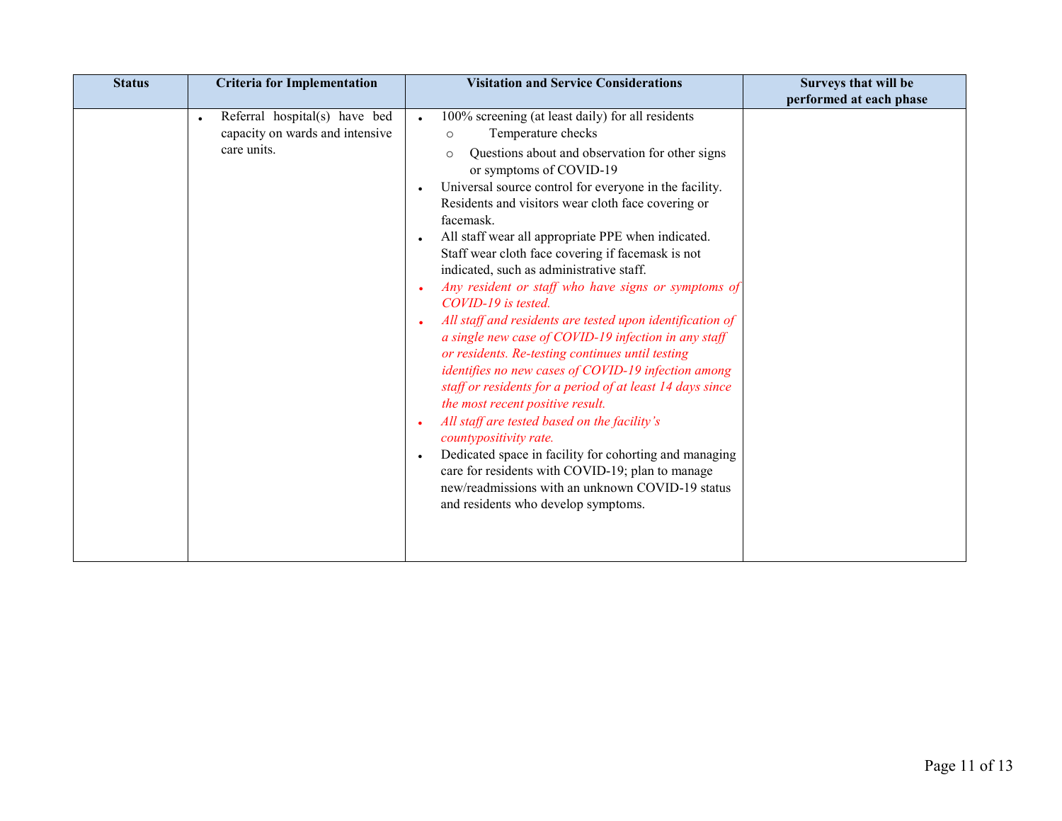| Status | Criteria for Implementation | Visitation and Service Considerations | Surveys that will be performed at each phase |
|---|---|---|---|
| | • Referral hospital(s) have bed capacity on wards and intensive care units. | • 100% screening (at least daily) for all residents<br>  ○ Temperature checks<br>  ○ Questions about and observation for other signs or symptoms of COVID-19<br>• Universal source control for everyone in the facility. Residents and visitors wear cloth face covering or facemask.<br>• All staff wear all appropriate PPE when indicated. Staff wear cloth face covering if facemask is not indicated, such as administrative staff.<br>• *Any resident or staff who have signs or symptoms of COVID-19 is tested.*<br>• *All staff and residents are tested upon identification of a single new case of COVID-19 infection in any staff or residents. Re-testing continues until testing identifies no new cases of COVID-19 infection among staff or residents for a period of at least 14 days since the most recent positive result.*<br>• *All staff are tested based on the facility's countypositivity rate.*<br>• Dedicated space in facility for cohorting and managing care for residents with COVID-19; plan to manage new/readmissions with an unknown COVID-19 status and residents who develop symptoms. | |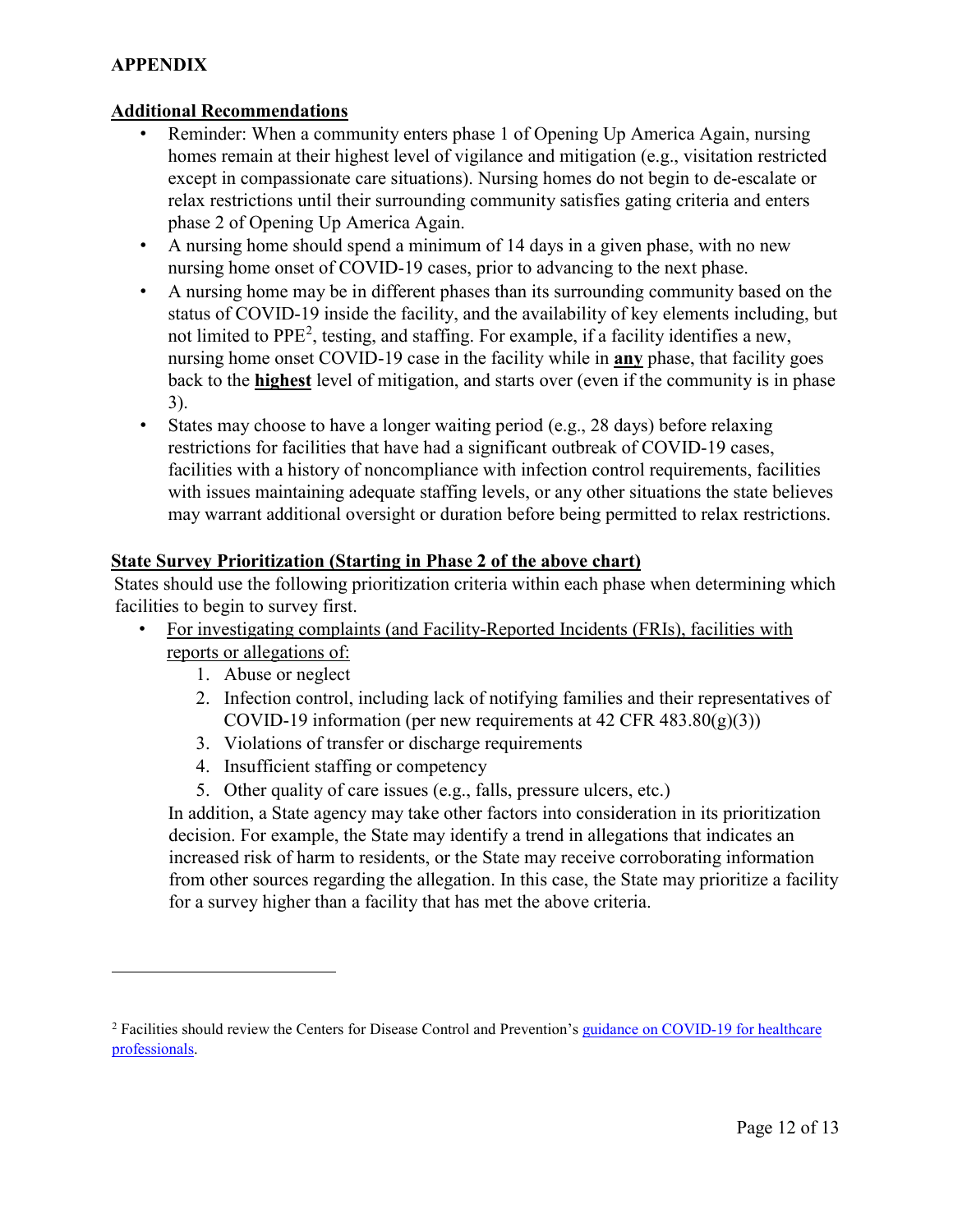## APPENDIX

### Additional Recommendations

- Reminder: When a community enters phase 1 of Opening Up America Again, nursing homes remain at their highest level of vigilance and mitigation (e.g., visitation restricted except in compassionate care situations). Nursing homes do not begin to de-escalate or relax restrictions until their surrounding community satisfies gating criteria and enters phase 2 of Opening Up America Again.
- A nursing home should spend a minimum of 14 days in a given phase, with no new nursing home onset of COVID-19 cases, prior to advancing to the next phase.
- A nursing home may be in different phases than its surrounding community based on the status of COVID-19 inside the facility, and the availability of key elements including, but not limited to PPE[2], testing, and staffing. For example, if a facility identifies a new, nursing home onset COVID-19 case in the facility while in **any** phase, that facility goes back to the **highest** level of mitigation, and starts over (even if the community is in phase 3).
- States may choose to have a longer waiting period (e.g., 28 days) before relaxing restrictions for facilities that have had a significant outbreak of COVID-19 cases, facilities with a history of noncompliance with infection control requirements, facilities with issues maintaining adequate staffing levels, or any other situations the state believes may warrant additional oversight or duration before being permitted to relax restrictions.

### State Survey Prioritization (Starting in Phase 2 of the above chart)

States should use the following prioritization criteria within each phase when determining which facilities to begin to survey first.

- For investigating complaints (and Facility-Reported Incidents (FRIs), facilities with reports or allegations of:
    1. Abuse or neglect
    2. Infection control, including lack of notifying families and their representatives of COVID-19 information (per new requirements at 42 CFR 483.80(g)(3))
    3. Violations of transfer or discharge requirements
    4. Insufficient staffing or competency
    5. Other quality of care issues (e.g., falls, pressure ulcers, etc.)

  In addition, a State agency may take other factors into consideration in its prioritization decision. For example, the State may identify a trend in allegations that indicates an increased risk of harm to residents, or the State may receive corroborating information from other sources regarding the allegation. In this case, the State may prioritize a facility for a survey higher than a facility that has met the above criteria.

---

[2] Facilities should review the Centers for Disease Control and Prevention's guidance on COVID-19 for healthcare professionals.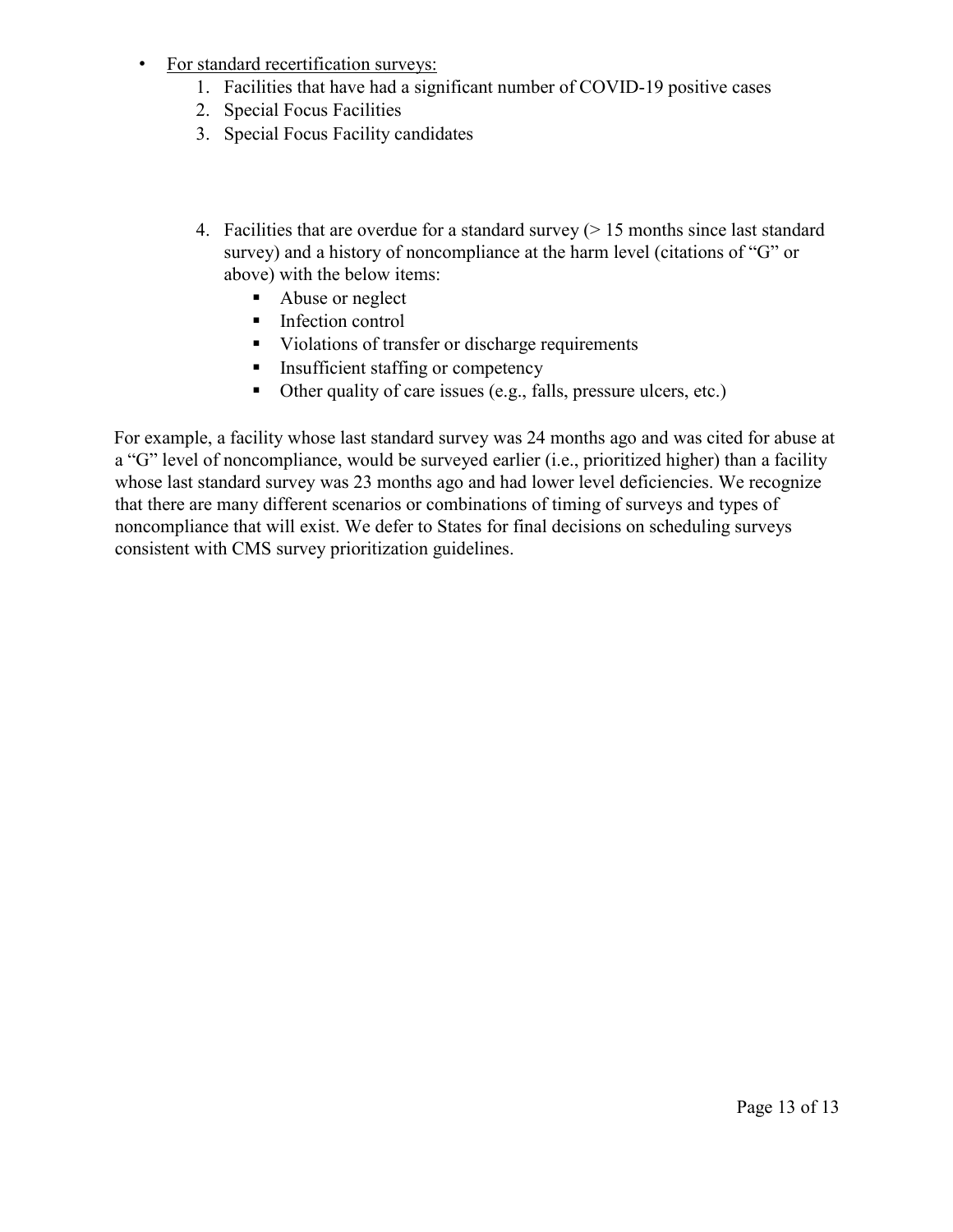- <u>For standard recertification surveys:</u>
    1. Facilities that have had a significant number of COVID-19 positive cases
    2. Special Focus Facilities
    3. Special Focus Facility candidates
    4. Facilities that are overdue for a standard survey (> 15 months since last standard survey) and a history of noncompliance at the harm level (citations of "G" or above) with the below items:
        - Abuse or neglect
        - Infection control
        - Violations of transfer or discharge requirements
        - Insufficient staffing or competency
        - Other quality of care issues (e.g., falls, pressure ulcers, etc.)

For example, a facility whose last standard survey was 24 months ago and was cited for abuse at a "G" level of noncompliance, would be surveyed earlier (i.e., prioritized higher) than a facility whose last standard survey was 23 months ago and had lower level deficiencies. We recognize that there are many different scenarios or combinations of timing of surveys and types of noncompliance that will exist. We defer to States for final decisions on scheduling surveys consistent with CMS survey prioritization guidelines.